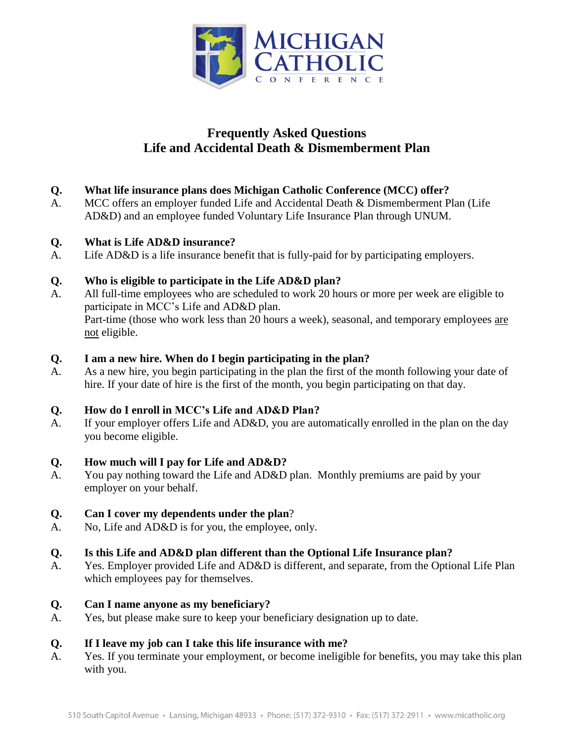# Frequently Asked Questions
## Life and Accidental Death & Dismemberment Plan

**Q. What life insurance plans does Michigan Catholic Conference (MCC) offer?**

A. MCC offers an employer funded Life and Accidental Death & Dismemberment Plan (Life AD&D) and an employee funded Voluntary Life Insurance Plan through UNUM.

**Q. What is Life AD&D insurance?**

A. Life AD&D is a life insurance benefit that is fully-paid for by participating employers.

**Q. Who is eligible to participate in the Life AD&D plan?**

A. All full-time employees who are scheduled to work 20 hours or more per week are eligible to participate in MCC's Life and AD&D plan.
Part-time (those who work less than 20 hours a week), seasonal, and temporary employees are not eligible.

**Q. I am a new hire. When do I begin participating in the plan?**

A. As a new hire, you begin participating in the plan the first of the month following your date of hire. If your date of hire is the first of the month, you begin participating on that day.

**Q. How do I enroll in MCC's Life and AD&D Plan?**

A. If your employer offers Life and AD&D, you are automatically enrolled in the plan on the day you become eligible.

**Q. How much will I pay for Life and AD&D?**

A. You pay nothing toward the Life and AD&D plan. Monthly premiums are paid by your employer on your behalf.

**Q. Can I cover my dependents under the plan?**

A. No, Life and AD&D is for you, the employee, only.

**Q. Is this Life and AD&D plan different than the Optional Life Insurance plan?**

A. Yes. Employer provided Life and AD&D is different, and separate, from the Optional Life Plan which employees pay for themselves.

**Q. Can I name anyone as my beneficiary?**

A. Yes, but please make sure to keep your beneficiary designation up to date.

**Q. If I leave my job can I take this life insurance with me?**

A. Yes. If you terminate your employment, or become ineligible for benefits, you may take this plan with you.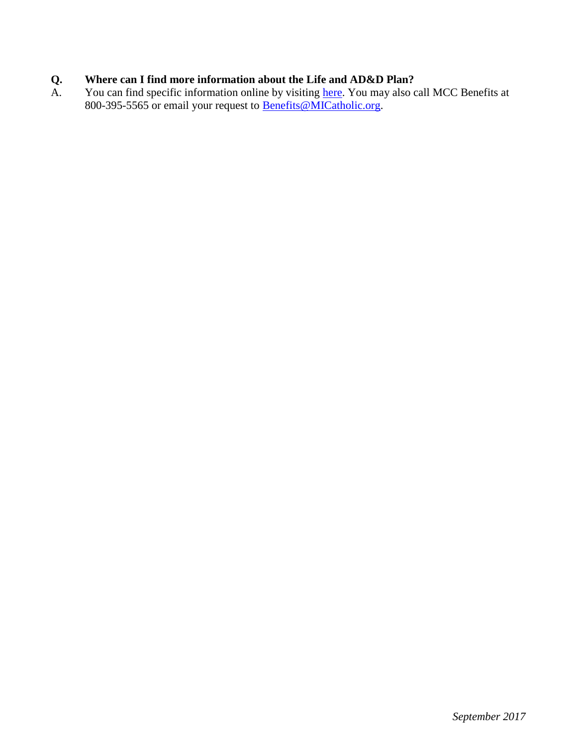**Q. Where can I find more information about the Life and AD&D Plan?**

A. You can find specific information online by visiting here. You may also call MCC Benefits at 800-395-5565 or email your request to Benefits@MICatholic.org.

*September 2017*